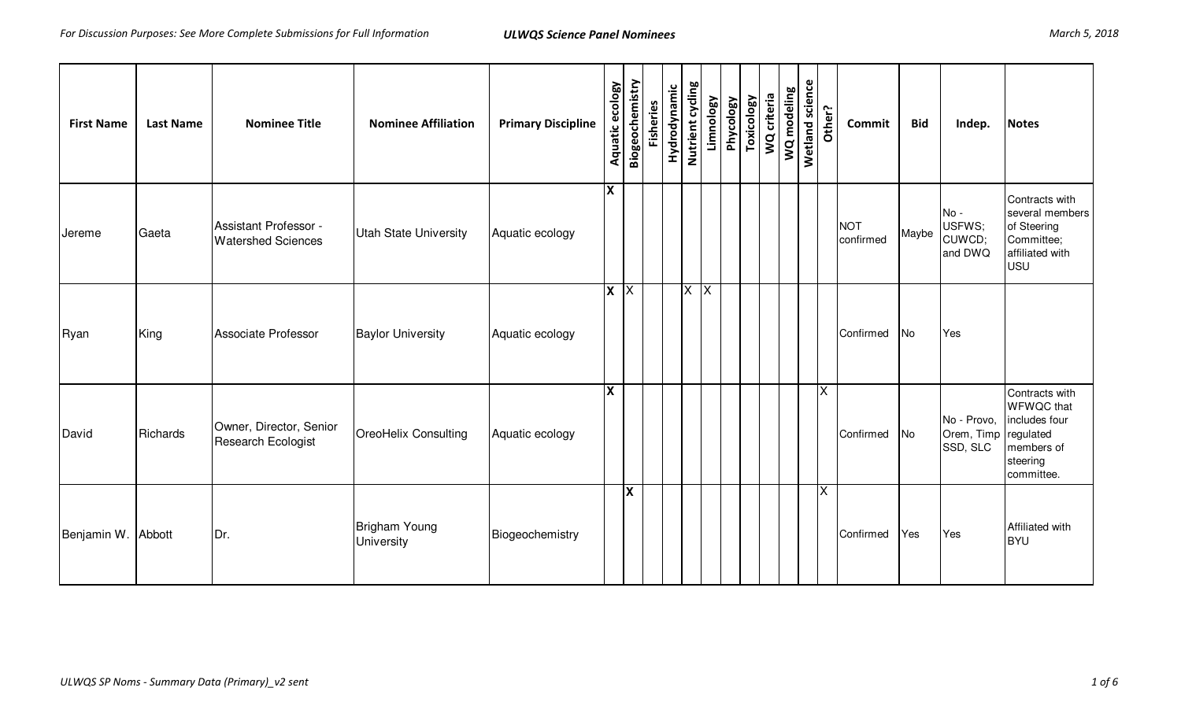| First Name | Last Name | Nominee Title | Nominee Affiliation | Primary Discipline | Aquatic ecology | Biogeochemistry | Fisheries | Hydrodynamic | Nutrient cycling | Limnology | Phycology | Toxicology | WQ criteria | WQ modeling | Wetland science | Other? | Commit | Bid | Indep. | Notes |
|---|---|---|---|---|---|---|---|---|---|---|---|---|---|---|---|---|---|---|---|---|
| Jereme | Gaeta | Assistant Professor - Watershed Sciences | Utah State University | Aquatic ecology | X | | | | | | | | | | | | NOT confirmed | Maybe | No - USFWS; CUWCD; and DWQ | Contracts with several members of Steering Committee; affiliated with USU |
| Ryan | King | Associate Professor | Baylor University | Aquatic ecology | X | X | | | X | X | | | | | | | Confirmed | No | Yes | |
| David | Richards | Owner, Director, Senior Research Ecologist | OreoHelix Consulting | Aquatic ecology | X | | | | | | | | | | | X | Confirmed | No | No - Provo, Orem, Timp SSD, SLC | Contracts with WFWQC that includes four regulated members of steering committee. |
| Benjamin W. | Abbott | Dr. | Brigham Young University | Biogeochemistry | | X | | | | | | | | | | X | Confirmed | Yes | Yes | Affiliated with BYU |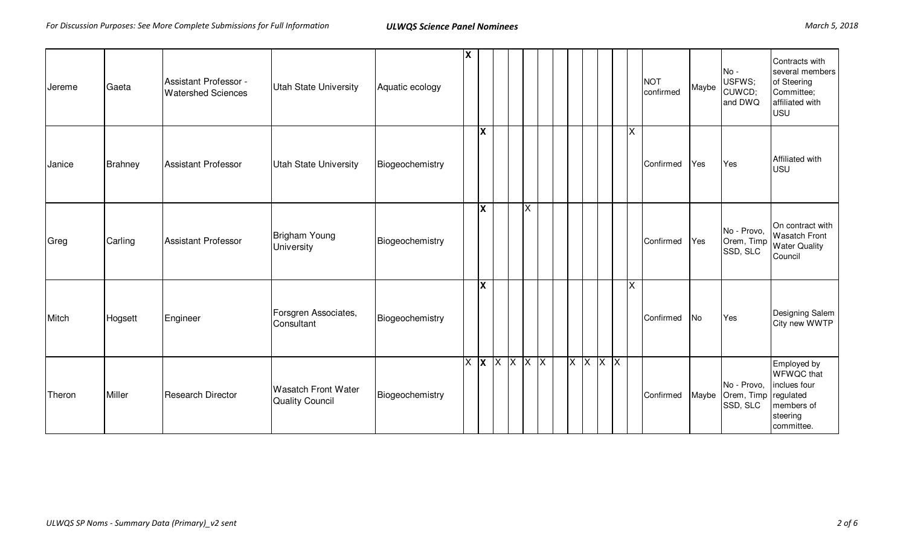| | | | | | | | | | | | | | | | | | | | | |
|---|---|---|---|---|---|---|---|---|---|---|---|---|---|---|---|---|---|---|---|---|
| Jereme | Gaeta | Assistant Professor - Watershed Sciences | Utah State University | Aquatic ecology | X | | | | | | | | | | | | NOT confirmed | Maybe | No - USFWS; CUWCD; and DWQ | Contracts with several members of Steering Committee; affiliated with USU |
| Janice | Brahney | Assistant Professor | Utah State University | Biogeochemistry | | X | | | | | | | | | | X | Confirmed | Yes | Yes | Affiliated with USU |
| Greg | Carling | Assistant Professor | Brigham Young University | Biogeochemistry | | X | | | X | | | | | | | | Confirmed | Yes | No - Provo, Orem, Timp SSD, SLC | On contract with Wasatch Front Water Quality Council |
| Mitch | Hogsett | Engineer | Forsgren Associates, Consultant | Biogeochemistry | | X | | | | | | | | | | X | Confirmed | No | Yes | Designing Salem City new WWTP |
| Theron | Miller | Research Director | Wasatch Front Water Quality Council | Biogeochemistry | X | X | X | X | X | X | | X | X | X | X | | Confirmed | Maybe | No - Provo, Orem, Timp SSD, SLC | Employed by WFWQC that inclues four regulated members of steering committee. |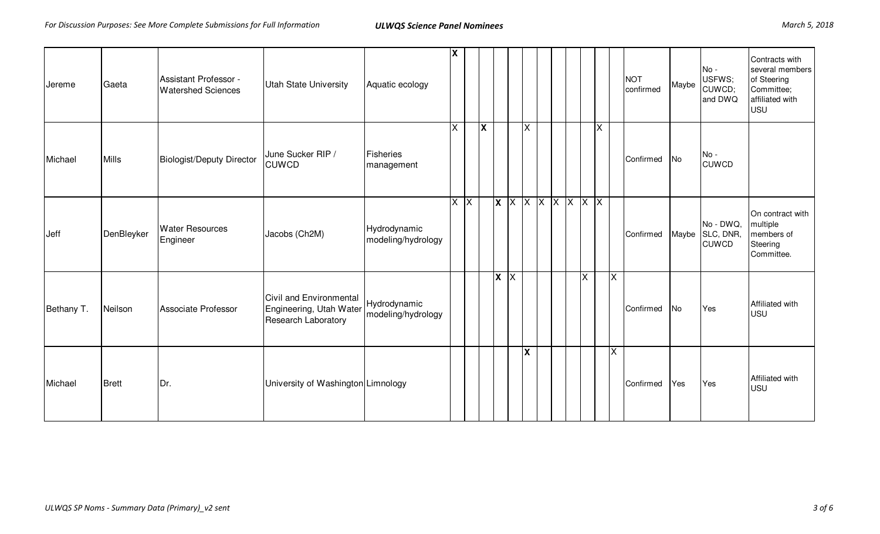| | | | | | | | | | | | | | | | | | | | | |
|---|---|---|---|---|---|---|---|---|---|---|---|---|---|---|---|---|---|---|---|---|
| Jereme | Gaeta | Assistant Professor - Watershed Sciences | Utah State University | Aquatic ecology | **X** | | | | | | | | | | | | NOT confirmed | Maybe | No - USFWS; CUWCD; and DWQ | Contracts with several members of Steering Committee; affiliated with USU |
| Michael | Mills | Biologist/Deputy Director | June Sucker RIP / CUWCD | Fisheries management | X | | **X** | | | X | | | | | X | | Confirmed | No | No - CUWCD | |
| Jeff | DenBleyker | Water Resources Engineer | Jacobs (Ch2M) | Hydrodynamic modeling/hydrology | X | X | | **X** | X | X | X | X | X | X | X | | Confirmed | Maybe | No - DWQ, SLC, DNR, CUWCD | On contract with multiple members of Steering Committee. |
| Bethany T. | Neilson | Associate Professor | Civil and Environmental Engineering, Utah Water Research Laboratory | Hydrodynamic modeling/hydrology | | | | **X** | X | | | | | X | | X | Confirmed | No | Yes | Affiliated with USU |
| Michael | Brett | Dr. | University of Washington | Limnology | | | | | | **X** | | | | | | X | Confirmed | Yes | Yes | Affiliated with USU |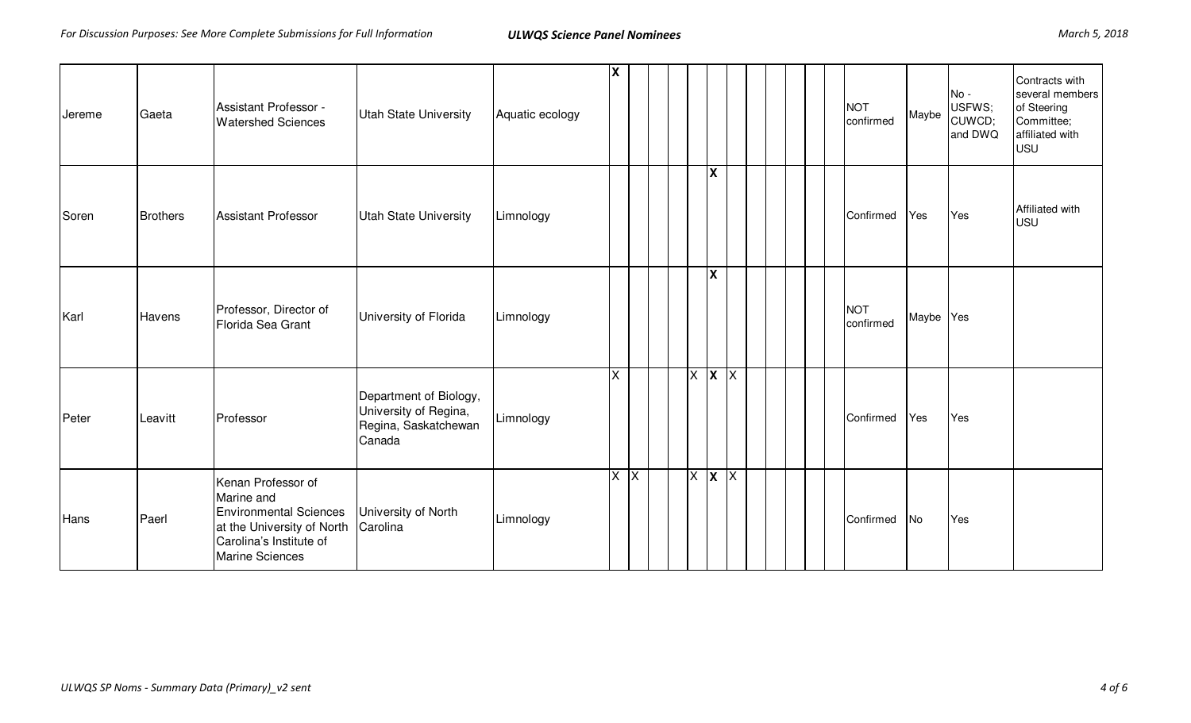| | | | | | | | | | | | | | | | | | | | | |
|---|---|---|---|---|---|---|---|---|---|---|---|---|---|---|---|---|---|---|---|---|
| Jereme | Gaeta | Assistant Professor - Watershed Sciences | Utah State University | Aquatic ecology | **X** | | | | | | | | | | | | NOT confirmed | Maybe | No - USFWS; CUWCD; and DWQ | Contracts with several members of Steering Committee; affiliated with USU |
| Soren | Brothers | Assistant Professor | Utah State University | Limnology | | | | | | **X** | | | | | | | Confirmed | Yes | Yes | Affiliated with USU |
| Karl | Havens | Professor, Director of Florida Sea Grant | University of Florida | Limnology | | | | | | **X** | | | | | | | NOT confirmed | Maybe | Yes | |
| Peter | Leavitt | Professor | Department of Biology, University of Regina, Regina, Saskatchewan Canada | Limnology | X | | | | X | **X** | X | | | | | | Confirmed | Yes | Yes | |
| Hans | Paerl | Kenan Professor of Marine and Environmental Sciences at the University of North Carolina's Institute of Marine Sciences | University of North Carolina | Limnology | X | X | | | X | **X** | X | | | | | | Confirmed | No | Yes | |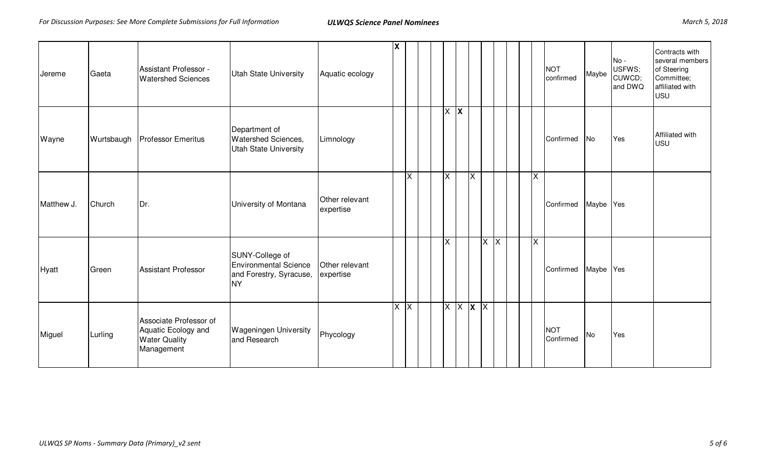| | | | | | | | | | | | | | | | | | | | | |
|---|---|---|---|---|---|---|---|---|---|---|---|---|---|---|---|---|---|---|---|---|
| Jereme | Gaeta | Assistant Professor - Watershed Sciences | Utah State University | Aquatic ecology | **X** | | | | | | | | | | | | NOT confirmed | Maybe | No - USFWS; CUWCD; and DWQ | Contracts with several members of Steering Committee; affiliated with USU |
| Wayne | Wurtsbaugh | Professor Emeritus | Department of Watershed Sciences, Utah State University | Limnology | | | | | X | **X** | | | | | | | Confirmed | No | Yes | Affiliated with USU |
| Matthew J. | Church | Dr. | University of Montana | Other relevant expertise | | X | | | X | | X | | | | | X | Confirmed | Maybe | Yes | |
| Hyatt | Green | Assistant Professor | SUNY-College of Environmental Science and Forestry, Syracuse, NY | Other relevant expertise | | | | | X | | | X | X | | | X | Confirmed | Maybe | Yes | |
| Miguel | Lurling | Associate Professor of Aquatic Ecology and Water Quality Management | Wageningen University and Research | Phycology | X | X | | | X | X | **X** | X | | | | | NOT Confirmed | No | Yes | |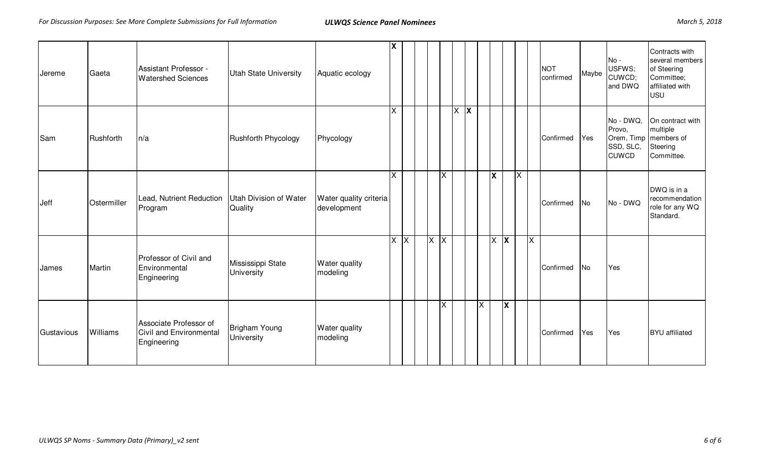| | | | | | | | | | | | | | | | | | | | | |
|---|---|---|---|---|---|---|---|---|---|---|---|---|---|---|---|---|---|---|---|---|
| Jereme | Gaeta | Assistant Professor - Watershed Sciences | Utah State University | Aquatic ecology | **X** | | | | | | | | | | | | NOT confirmed | Maybe | No - USFWS; CUWCD; and DWQ | Contracts with several members of Steering Committee; affiliated with USU |
| Sam | Rushforth | n/a | Rushforth Phycology | Phycology | X | | | | | X | **X** | | | | | | Confirmed | Yes | No - DWQ, Provo, Orem, Timp SSD, SLC, CUWCD | On contract with multiple members of Steering Committee. |
| Jeff | Ostermiller | Lead, Nutrient Reduction Program | Utah Division of Water Quality | Water quality criteria development | X | | | | X | | | | **X** | | X | | Confirmed | No | No - DWQ | DWQ is in a recommendation role for any WQ Standard. |
| James | Martin | Professor of Civil and Environmental Engineering | Mississippi State University | Water quality modeling | X | X | | X | X | | | | X | **X** | | X | Confirmed | No | Yes | |
| Gustavious | Williams | Associate Professor of Civil and Environmental Engineering | Brigham Young University | Water quality modeling | | | | | X | | | X | | **X** | | | Confirmed | Yes | Yes | BYU affiliated |